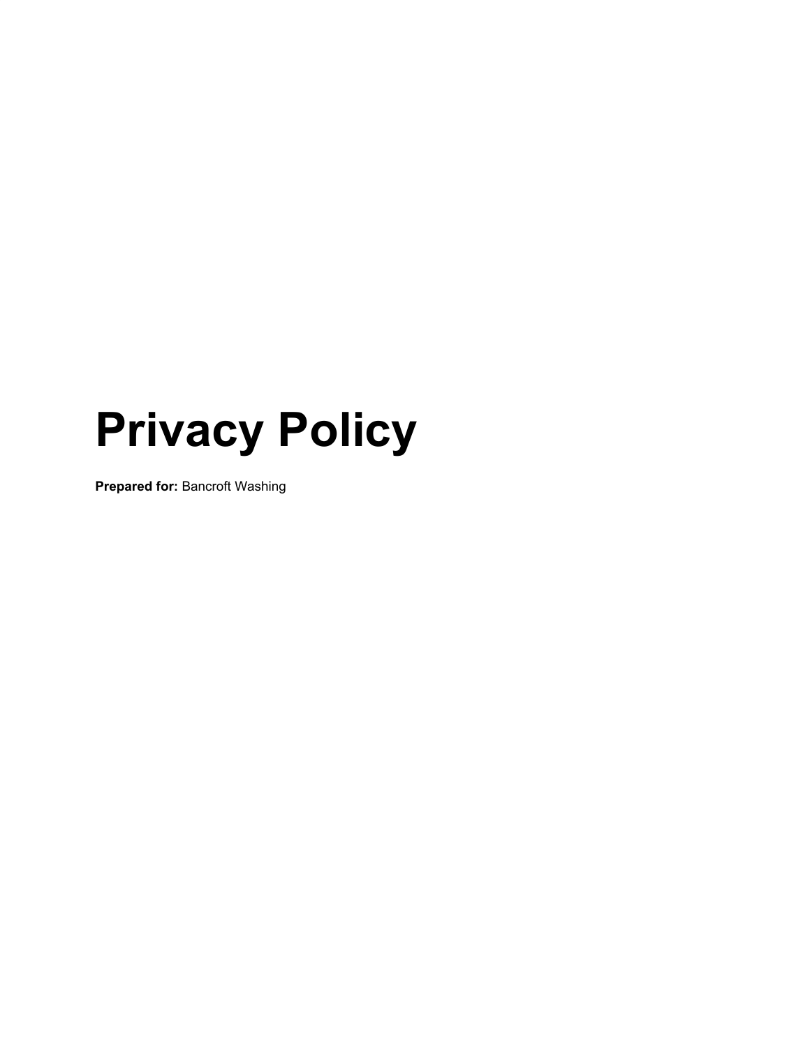# Privacy Policy

**Prepared for:** Bancroft Washing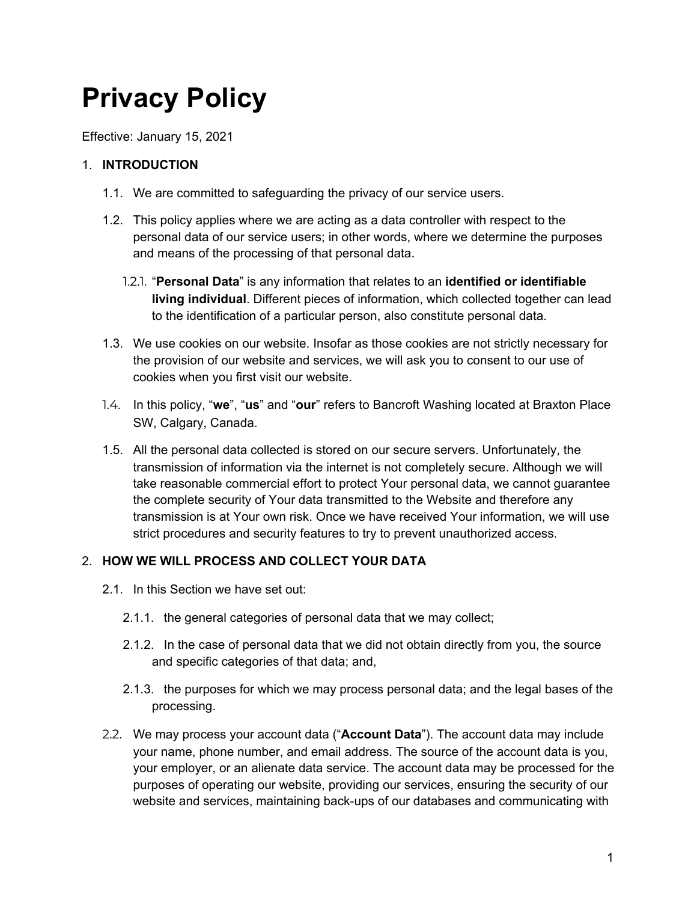# Privacy Policy

Effective: January 15, 2021

1. **INTRODUCTION**

   1.1. We are committed to safeguarding the privacy of our service users.

   1.2. This policy applies where we are acting as a data controller with respect to the personal data of our service users; in other words, where we determine the purposes and means of the processing of that personal data.

   1.2.1. "**Personal Data**" is any information that relates to an **identified or identifiable living individual**. Different pieces of information, which collected together can lead to the identification of a particular person, also constitute personal data.

   1.3. We use cookies on our website. Insofar as those cookies are not strictly necessary for the provision of our website and services, we will ask you to consent to our use of cookies when you first visit our website.

   1.4. In this policy, "**we**", "**us**" and "**our**" refers to Bancroft Washing located at Braxton Place SW, Calgary, Canada.

   1.5. All the personal data collected is stored on our secure servers. Unfortunately, the transmission of information via the internet is not completely secure. Although we will take reasonable commercial effort to protect Your personal data, we cannot guarantee the complete security of Your data transmitted to the Website and therefore any transmission is at Your own risk. Once we have received Your information, we will use strict procedures and security features to try to prevent unauthorized access.

2. **HOW WE WILL PROCESS AND COLLECT YOUR DATA**

   2.1. In this Section we have set out:

   2.1.1. the general categories of personal data that we may collect;

   2.1.2. In the case of personal data that we did not obtain directly from you, the source and specific categories of that data; and,

   2.1.3. the purposes for which we may process personal data; and the legal bases of the processing.

   2.2. We may process your account data ("**Account Data**"). The account data may include your name, phone number, and email address. The source of the account data is you, your employer, or an alienate data service. The account data may be processed for the purposes of operating our website, providing our services, ensuring the security of our website and services, maintaining back-ups of our databases and communicating with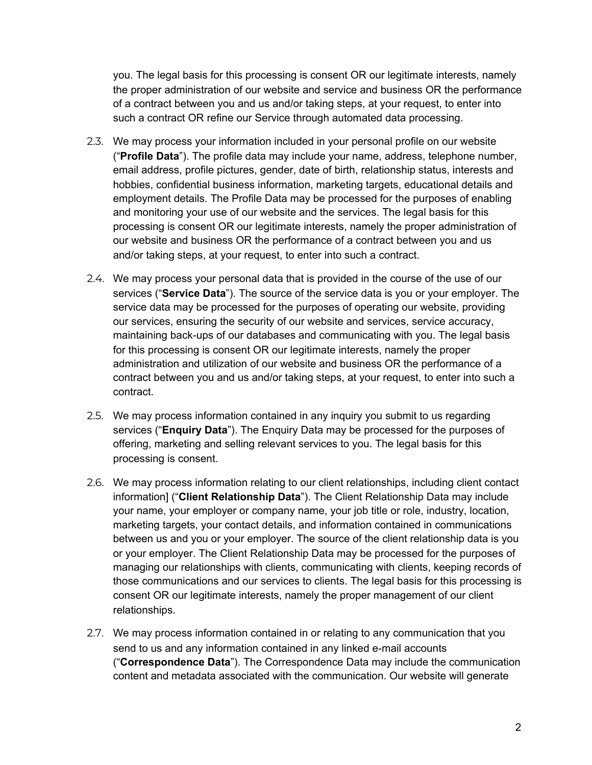you. The legal basis for this processing is consent OR our legitimate interests, namely the proper administration of our website and service and business OR the performance of a contract between you and us and/or taking steps, at your request, to enter into such a contract OR refine our Service through automated data processing.

2.3. We may process your information included in your personal profile on our website ("**Profile Data**"). The profile data may include your name, address, telephone number, email address, profile pictures, gender, date of birth, relationship status, interests and hobbies, confidential business information, marketing targets, educational details and employment details. The Profile Data may be processed for the purposes of enabling and monitoring your use of our website and the services. The legal basis for this processing is consent OR our legitimate interests, namely the proper administration of our website and business OR the performance of a contract between you and us and/or taking steps, at your request, to enter into such a contract.

2.4. We may process your personal data that is provided in the course of the use of our services ("**Service Data**"). The source of the service data is you or your employer. The service data may be processed for the purposes of operating our website, providing our services, ensuring the security of our website and services, service accuracy, maintaining back-ups of our databases and communicating with you. The legal basis for this processing is consent OR our legitimate interests, namely the proper administration and utilization of our website and business OR the performance of a contract between you and us and/or taking steps, at your request, to enter into such a contract.

2.5. We may process information contained in any inquiry you submit to us regarding services ("**Enquiry Data**"). The Enquiry Data may be processed for the purposes of offering, marketing and selling relevant services to you. The legal basis for this processing is consent.

2.6. We may process information relating to our client relationships, including client contact information] ("**Client Relationship Data**"). The Client Relationship Data may include your name, your employer or company name, your job title or role, industry, location, marketing targets, your contact details, and information contained in communications between us and you or your employer. The source of the client relationship data is you or your employer. The Client Relationship Data may be processed for the purposes of managing our relationships with clients, communicating with clients, keeping records of those communications and our services to clients. The legal basis for this processing is consent OR our legitimate interests, namely the proper management of our client relationships.

2.7. We may process information contained in or relating to any communication that you send to us and any information contained in any linked e-mail accounts ("**Correspondence Data**"). The Correspondence Data may include the communication content and metadata associated with the communication. Our website will generate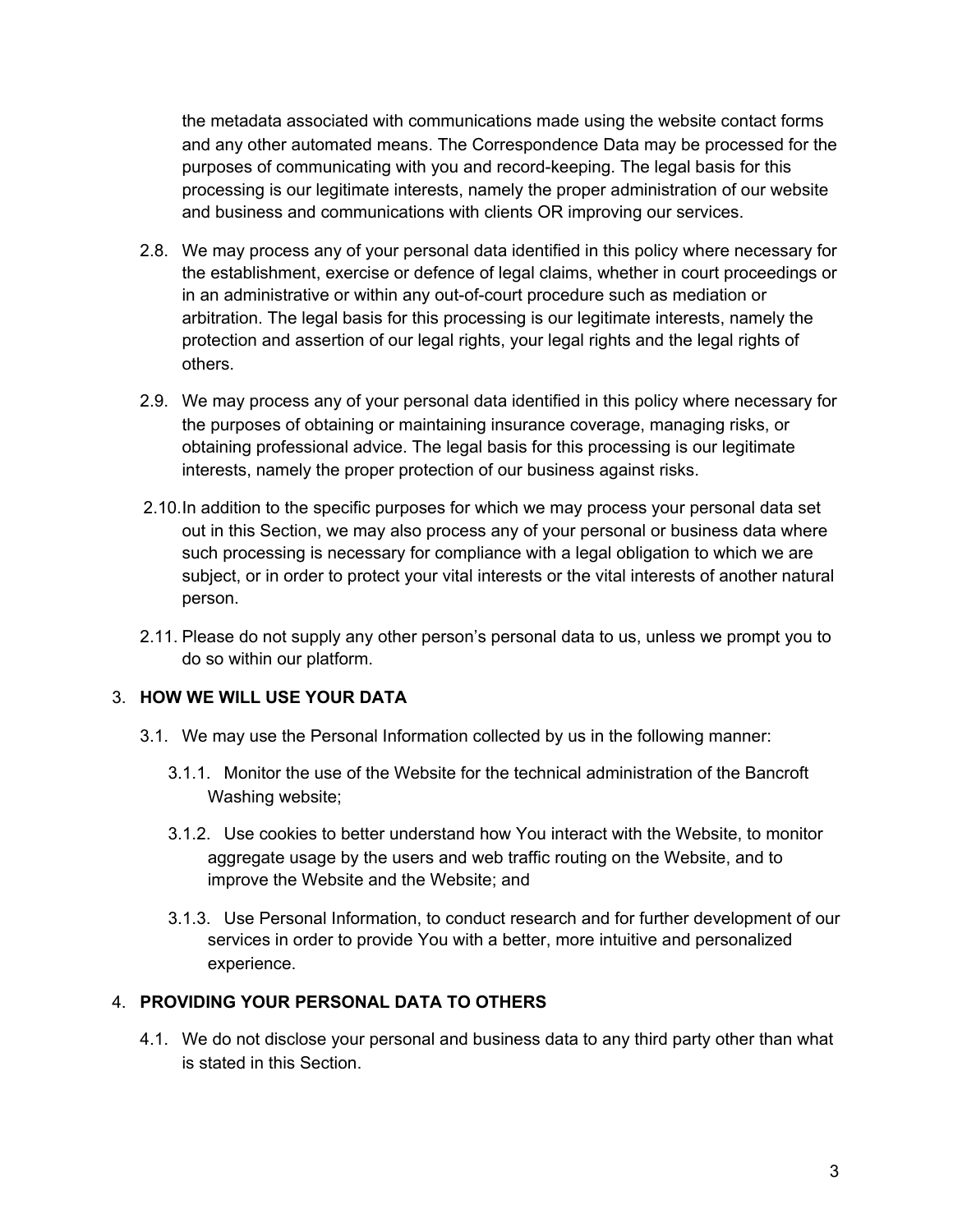the metadata associated with communications made using the website contact forms and any other automated means. The Correspondence Data may be processed for the purposes of communicating with you and record-keeping. The legal basis for this processing is our legitimate interests, namely the proper administration of our website and business and communications with clients OR improving our services.

2.8. We may process any of your personal data identified in this policy where necessary for the establishment, exercise or defence of legal claims, whether in court proceedings or in an administrative or within any out-of-court procedure such as mediation or arbitration. The legal basis for this processing is our legitimate interests, namely the protection and assertion of our legal rights, your legal rights and the legal rights of others.

2.9. We may process any of your personal data identified in this policy where necessary for the purposes of obtaining or maintaining insurance coverage, managing risks, or obtaining professional advice. The legal basis for this processing is our legitimate interests, namely the proper protection of our business against risks.

2.10. In addition to the specific purposes for which we may process your personal data set out in this Section, we may also process any of your personal or business data where such processing is necessary for compliance with a legal obligation to which we are subject, or in order to protect your vital interests or the vital interests of another natural person.

2.11. Please do not supply any other person's personal data to us, unless we prompt you to do so within our platform.

3. **HOW WE WILL USE YOUR DATA**

3.1. We may use the Personal Information collected by us in the following manner:

3.1.1. Monitor the use of the Website for the technical administration of the Bancroft Washing website;

3.1.2. Use cookies to better understand how You interact with the Website, to monitor aggregate usage by the users and web traffic routing on the Website, and to improve the Website and the Website; and

3.1.3. Use Personal Information, to conduct research and for further development of our services in order to provide You with a better, more intuitive and personalized experience.

4. **PROVIDING YOUR PERSONAL DATA TO OTHERS**

4.1. We do not disclose your personal and business data to any third party other than what is stated in this Section.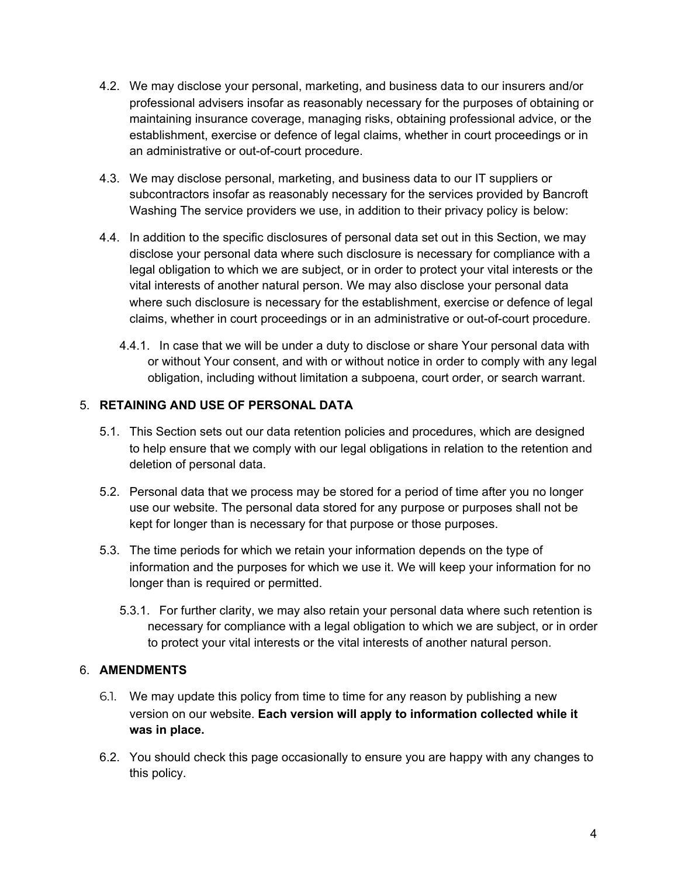4.2. We may disclose your personal, marketing, and business data to our insurers and/or professional advisers insofar as reasonably necessary for the purposes of obtaining or maintaining insurance coverage, managing risks, obtaining professional advice, or the establishment, exercise or defence of legal claims, whether in court proceedings or in an administrative or out-of-court procedure.

4.3. We may disclose personal, marketing, and business data to our IT suppliers or subcontractors insofar as reasonably necessary for the services provided by Bancroft Washing The service providers we use, in addition to their privacy policy is below:

4.4. In addition to the specific disclosures of personal data set out in this Section, we may disclose your personal data where such disclosure is necessary for compliance with a legal obligation to which we are subject, or in order to protect your vital interests or the vital interests of another natural person. We may also disclose your personal data where such disclosure is necessary for the establishment, exercise or defence of legal claims, whether in court proceedings or in an administrative or out-of-court procedure.

4.4.1. In case that we will be under a duty to disclose or share Your personal data with or without Your consent, and with or without notice in order to comply with any legal obligation, including without limitation a subpoena, court order, or search warrant.

## 5. RETAINING AND USE OF PERSONAL DATA

5.1. This Section sets out our data retention policies and procedures, which are designed to help ensure that we comply with our legal obligations in relation to the retention and deletion of personal data.

5.2. Personal data that we process may be stored for a period of time after you no longer use our website. The personal data stored for any purpose or purposes shall not be kept for longer than is necessary for that purpose or those purposes.

5.3. The time periods for which we retain your information depends on the type of information and the purposes for which we use it. We will keep your information for no longer than is required or permitted.

5.3.1. For further clarity, we may also retain your personal data where such retention is necessary for compliance with a legal obligation to which we are subject, or in order to protect your vital interests or the vital interests of another natural person.

## 6. AMENDMENTS

6.1. We may update this policy from time to time for any reason by publishing a new version on our website. **Each version will apply to information collected while it was in place.**

6.2. You should check this page occasionally to ensure you are happy with any changes to this policy.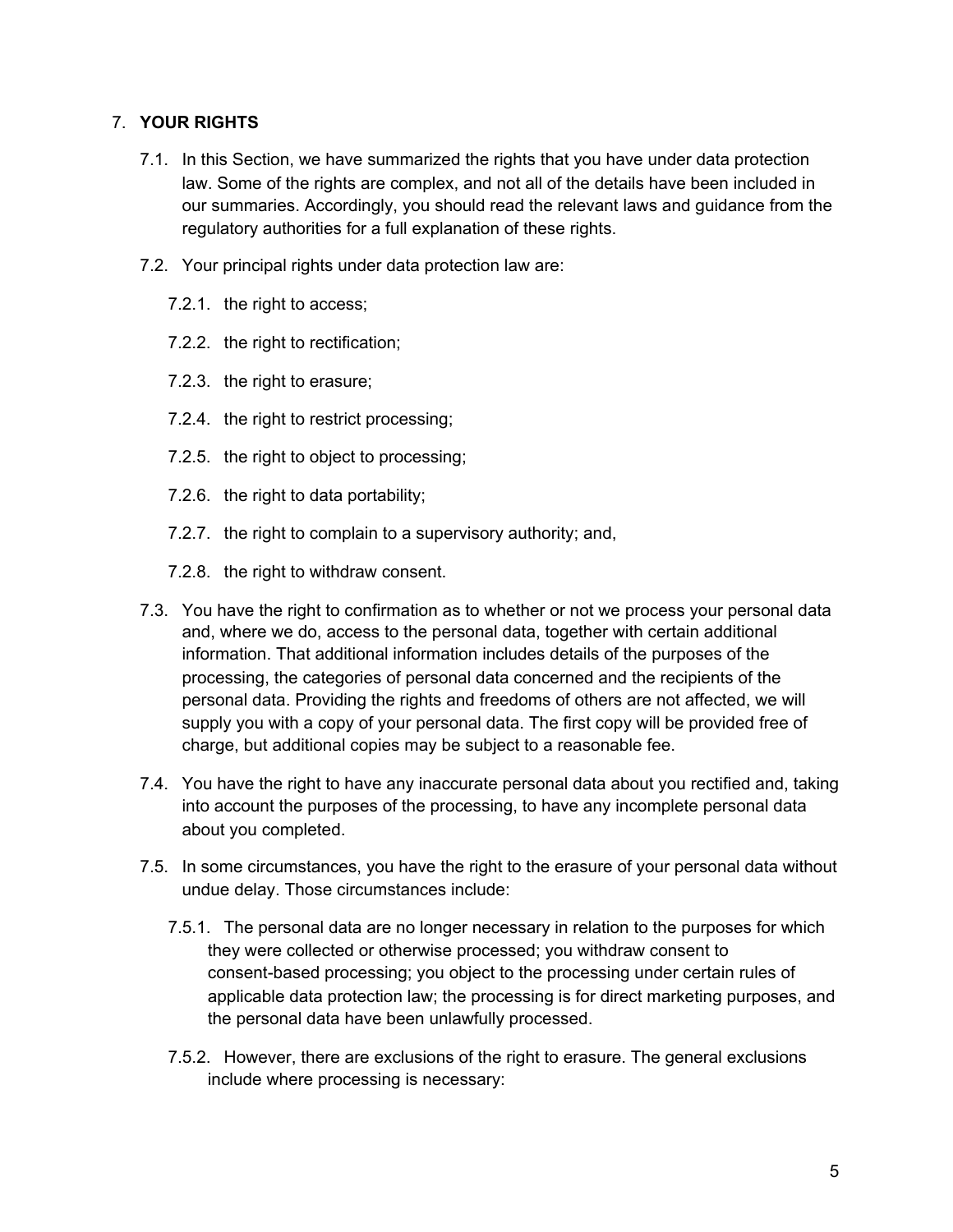## 7. YOUR RIGHTS

7.1. In this Section, we have summarized the rights that you have under data protection law. Some of the rights are complex, and not all of the details have been included in our summaries. Accordingly, you should read the relevant laws and guidance from the regulatory authorities for a full explanation of these rights.

7.2. Your principal rights under data protection law are:

7.2.1. the right to access;

7.2.2. the right to rectification;

7.2.3. the right to erasure;

7.2.4. the right to restrict processing;

7.2.5. the right to object to processing;

7.2.6. the right to data portability;

7.2.7. the right to complain to a supervisory authority; and,

7.2.8. the right to withdraw consent.

7.3. You have the right to confirmation as to whether or not we process your personal data and, where we do, access to the personal data, together with certain additional information. That additional information includes details of the purposes of the processing, the categories of personal data concerned and the recipients of the personal data. Providing the rights and freedoms of others are not affected, we will supply you with a copy of your personal data. The first copy will be provided free of charge, but additional copies may be subject to a reasonable fee.

7.4. You have the right to have any inaccurate personal data about you rectified and, taking into account the purposes of the processing, to have any incomplete personal data about you completed.

7.5. In some circumstances, you have the right to the erasure of your personal data without undue delay. Those circumstances include:

7.5.1. The personal data are no longer necessary in relation to the purposes for which they were collected or otherwise processed; you withdraw consent to consent-based processing; you object to the processing under certain rules of applicable data protection law; the processing is for direct marketing purposes, and the personal data have been unlawfully processed.

7.5.2. However, there are exclusions of the right to erasure. The general exclusions include where processing is necessary: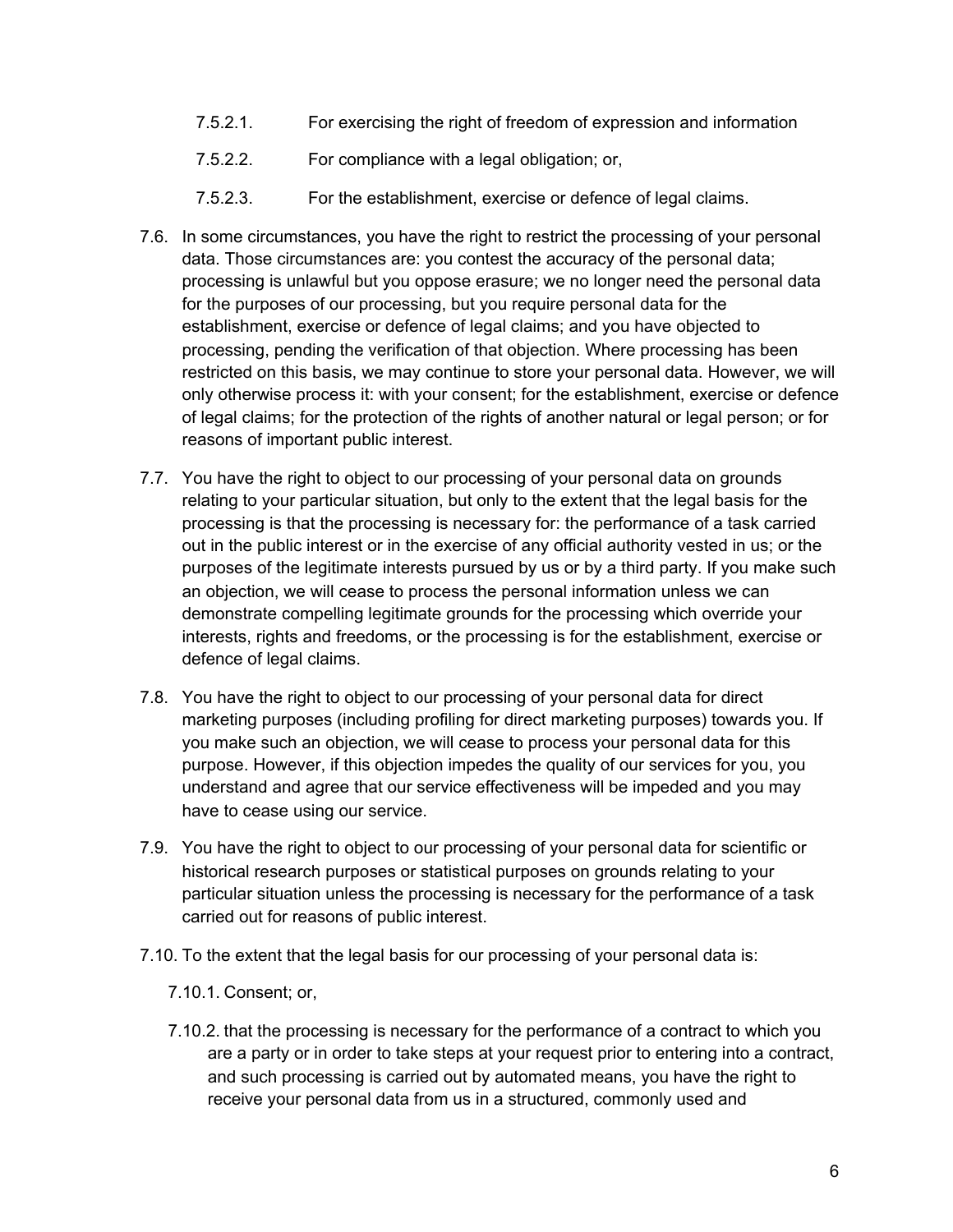7.5.2.1. For exercising the right of freedom of expression and information

7.5.2.2. For compliance with a legal obligation; or,

7.5.2.3. For the establishment, exercise or defence of legal claims.

7.6. In some circumstances, you have the right to restrict the processing of your personal data. Those circumstances are: you contest the accuracy of the personal data; processing is unlawful but you oppose erasure; we no longer need the personal data for the purposes of our processing, but you require personal data for the establishment, exercise or defence of legal claims; and you have objected to processing, pending the verification of that objection. Where processing has been restricted on this basis, we may continue to store your personal data. However, we will only otherwise process it: with your consent; for the establishment, exercise or defence of legal claims; for the protection of the rights of another natural or legal person; or for reasons of important public interest.

7.7. You have the right to object to our processing of your personal data on grounds relating to your particular situation, but only to the extent that the legal basis for the processing is that the processing is necessary for: the performance of a task carried out in the public interest or in the exercise of any official authority vested in us; or the purposes of the legitimate interests pursued by us or by a third party. If you make such an objection, we will cease to process the personal information unless we can demonstrate compelling legitimate grounds for the processing which override your interests, rights and freedoms, or the processing is for the establishment, exercise or defence of legal claims.

7.8. You have the right to object to our processing of your personal data for direct marketing purposes (including profiling for direct marketing purposes) towards you. If you make such an objection, we will cease to process your personal data for this purpose. However, if this objection impedes the quality of our services for you, you understand and agree that our service effectiveness will be impeded and you may have to cease using our service.

7.9. You have the right to object to our processing of your personal data for scientific or historical research purposes or statistical purposes on grounds relating to your particular situation unless the processing is necessary for the performance of a task carried out for reasons of public interest.

7.10. To the extent that the legal basis for our processing of your personal data is:

7.10.1. Consent; or,

7.10.2. that the processing is necessary for the performance of a contract to which you are a party or in order to take steps at your request prior to entering into a contract, and such processing is carried out by automated means, you have the right to receive your personal data from us in a structured, commonly used and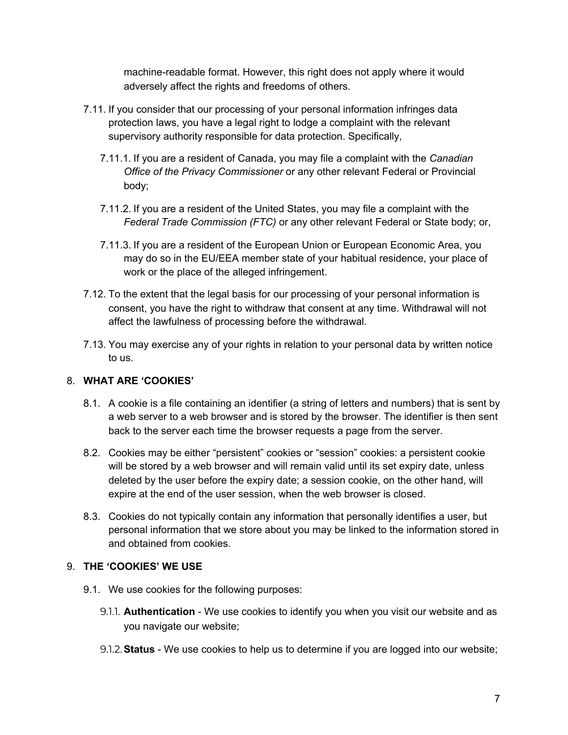machine-readable format. However, this right does not apply where it would adversely affect the rights and freedoms of others.

7.11. If you consider that our processing of your personal information infringes data protection laws, you have a legal right to lodge a complaint with the relevant supervisory authority responsible for data protection. Specifically,

7.11.1. If you are a resident of Canada, you may file a complaint with the *Canadian Office of the Privacy Commissioner* or any other relevant Federal or Provincial body;

7.11.2. If you are a resident of the United States, you may file a complaint with the *Federal Trade Commission (FTC)* or any other relevant Federal or State body; or,

7.11.3. If you are a resident of the European Union or European Economic Area, you may do so in the EU/EEA member state of your habitual residence, your place of work or the place of the alleged infringement.

7.12. To the extent that the legal basis for our processing of your personal information is consent, you have the right to withdraw that consent at any time. Withdrawal will not affect the lawfulness of processing before the withdrawal.

7.13. You may exercise any of your rights in relation to your personal data by written notice to us.

## 8. WHAT ARE 'COOKIES'

8.1. A cookie is a file containing an identifier (a string of letters and numbers) that is sent by a web server to a web browser and is stored by the browser. The identifier is then sent back to the server each time the browser requests a page from the server.

8.2. Cookies may be either "persistent" cookies or "session" cookies: a persistent cookie will be stored by a web browser and will remain valid until its set expiry date, unless deleted by the user before the expiry date; a session cookie, on the other hand, will expire at the end of the user session, when the web browser is closed.

8.3. Cookies do not typically contain any information that personally identifies a user, but personal information that we store about you may be linked to the information stored in and obtained from cookies.

## 9. THE 'COOKIES' WE USE

9.1. We use cookies for the following purposes:

9.1.1. **Authentication** - We use cookies to identify you when you visit our website and as you navigate our website;

9.1.2. **Status** - We use cookies to help us to determine if you are logged into our website;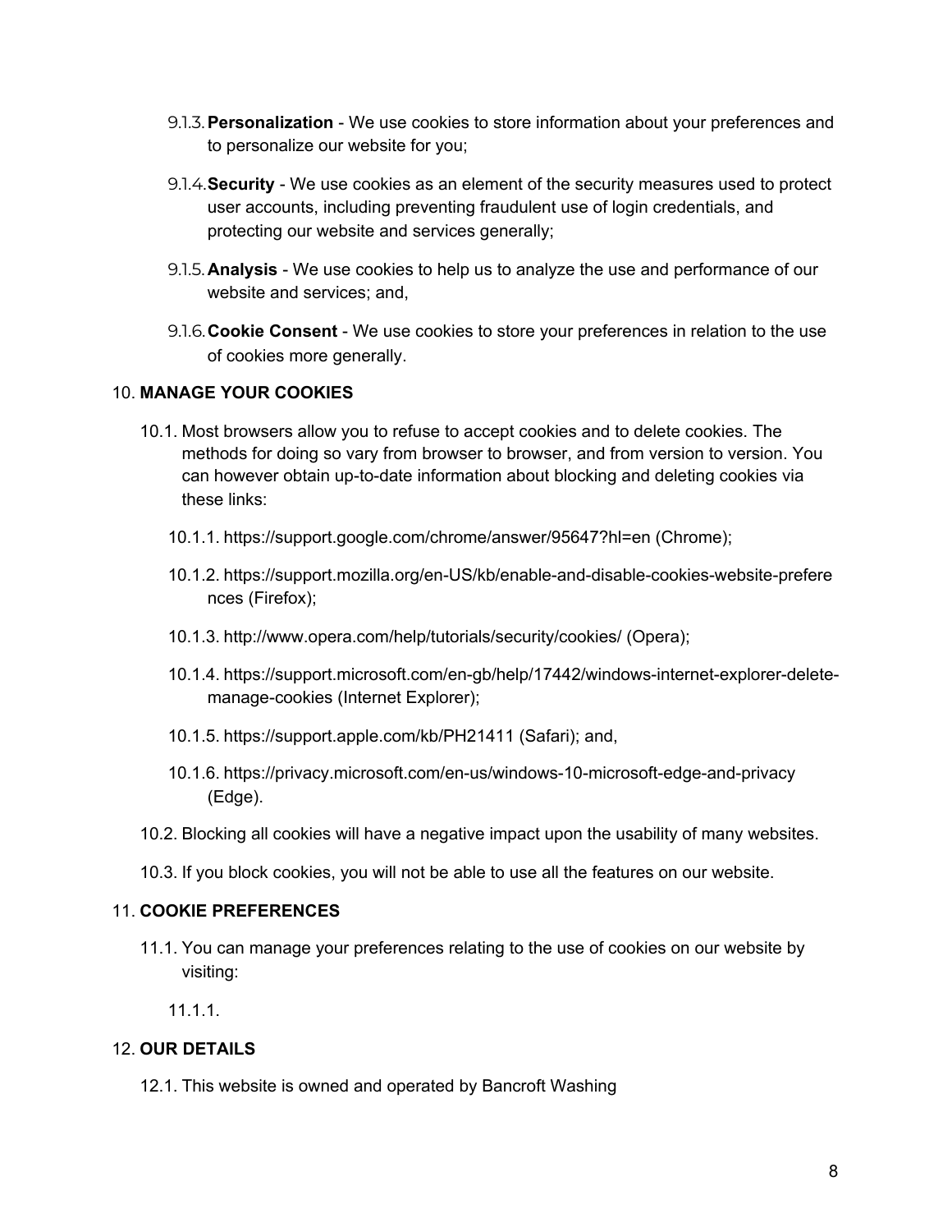9.1.3. **Personalization** - We use cookies to store information about your preferences and to personalize our website for you;

9.1.4. **Security** - We use cookies as an element of the security measures used to protect user accounts, including preventing fraudulent use of login credentials, and protecting our website and services generally;

9.1.5. **Analysis** - We use cookies to help us to analyze the use and performance of our website and services; and,

9.1.6. **Cookie Consent** - We use cookies to store your preferences in relation to the use of cookies more generally.

## 10. MANAGE YOUR COOKIES

10.1. Most browsers allow you to refuse to accept cookies and to delete cookies. The methods for doing so vary from browser to browser, and from version to version. You can however obtain up-to-date information about blocking and deleting cookies via these links:

10.1.1. https://support.google.com/chrome/answer/95647?hl=en (Chrome);

10.1.2. https://support.mozilla.org/en-US/kb/enable-and-disable-cookies-website-preferences (Firefox);

10.1.3. http://www.opera.com/help/tutorials/security/cookies/ (Opera);

10.1.4. https://support.microsoft.com/en-gb/help/17442/windows-internet-explorer-delete-manage-cookies (Internet Explorer);

10.1.5. https://support.apple.com/kb/PH21411 (Safari); and,

10.1.6. https://privacy.microsoft.com/en-us/windows-10-microsoft-edge-and-privacy (Edge).

10.2. Blocking all cookies will have a negative impact upon the usability of many websites.

10.3. If you block cookies, you will not be able to use all the features on our website.

## 11. COOKIE PREFERENCES

11.1. You can manage your preferences relating to the use of cookies on our website by visiting:

11.1.1.

## 12. OUR DETAILS

12.1. This website is owned and operated by Bancroft Washing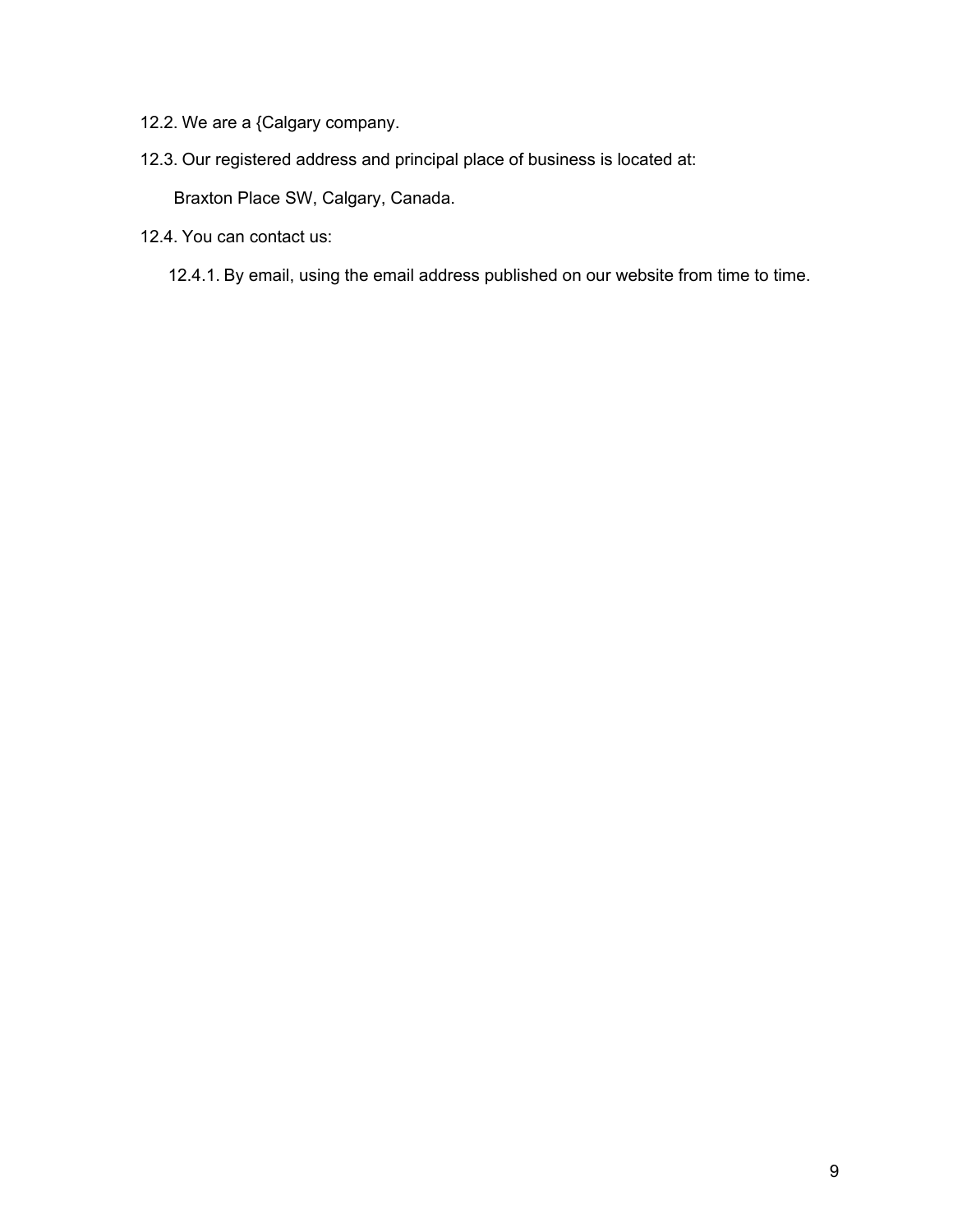12.2. We are a {Calgary company.

12.3. Our registered address and principal place of business is located at:

Braxton Place SW, Calgary, Canada.

12.4. You can contact us:

12.4.1. By email, using the email address published on our website from time to time.